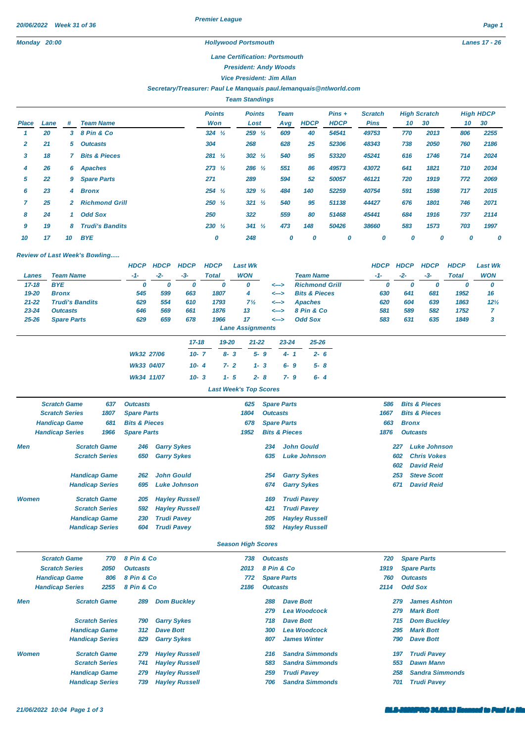Premier League

20/06/2022 Week 31 of 36

Monday 20:00 — Hollywood Portsmouth — Lanes 17 - 26

Lane Certification: Portsmouth

President: Andy Woods

Vice President: Jim Allan

Secretary/Treasurer: Paul Le Manquais paul.lemanquais@ntlworld.com

## Team Standings

| Place | Lane | # | Team Name | Points Won | Points Lost | Team Avg | HDCP | Pins + HDCP | Scratch Pins | High Scratch 10 | High Scratch 30 | High HDCP 10 | High HDCP 30 |
|---|---|---|---|---|---|---|---|---|---|---|---|---|---|
| 1 | 20 | 3 | 8 Pin & Co | 324 ½ | 259 ½ | 609 | 40 | 54541 | 49753 | 770 | 2013 | 806 | 2255 |
| 2 | 21 | 5 | Outcasts | 304 | 268 | 628 | 25 | 52306 | 48343 | 738 | 2050 | 760 | 2186 |
| 3 | 18 | 7 | Bits & Pieces | 281 ½ | 302 ½ | 540 | 95 | 53320 | 45241 | 616 | 1746 | 714 | 2024 |
| 4 | 26 | 6 | Apaches | 273 ½ | 286 ½ | 551 | 86 | 49573 | 43072 | 641 | 1821 | 710 | 2034 |
| 5 | 22 | 9 | Spare Parts | 271 | 289 | 594 | 52 | 50057 | 46121 | 720 | 1919 | 772 | 2069 |
| 6 | 23 | 4 | Bronx | 254 ½ | 329 ½ | 484 | 140 | 52259 | 40754 | 591 | 1598 | 717 | 2015 |
| 7 | 25 | 2 | Richmond Grill | 250 ½ | 321 ½ | 540 | 95 | 51138 | 44427 | 676 | 1801 | 746 | 2071 |
| 8 | 24 | 1 | Odd Sox | 250 | 322 | 559 | 80 | 51468 | 45441 | 684 | 1916 | 737 | 2114 |
| 9 | 19 | 8 | Trudi's Bandits | 230 ½ | 341 ½ | 473 | 148 | 50426 | 38660 | 583 | 1573 | 703 | 1997 |
| 10 | 17 | 10 | BYE | 0 | 248 | 0 | 0 | 0 | 0 | 0 | 0 | 0 | 0 |

## Review of Last Week's Bowling.....

| Lanes | Team Name | HDCP -1- | HDCP -2- | HDCP -3- | HDCP Total | Last Wk WON | | Team Name | HDCP -1- | HDCP -2- | HDCP -3- | HDCP Total | Last Wk WON |
|---|---|---|---|---|---|---|---|---|---|---|---|---|---|
| 17-18 | BYE | 0 | 0 | 0 | 0 | 0 | <---> | Richmond Grill | 0 | 0 | 0 | 0 | 0 |
| 19-20 | Bronx | 545 | 599 | 663 | 1807 | 4 | <---> | Bits & Pieces | 630 | 641 | 681 | 1952 | 16 |
| 21-22 | Trudi's Bandits | 629 | 554 | 610 | 1793 | 7½ | <---> | Apaches | 620 | 604 | 639 | 1863 | 12½ |
| 23-24 | Outcasts | 646 | 569 | 661 | 1876 | 13 | <---> | 8 Pin & Co | 581 | 589 | 582 | 1752 | 7 |
| 25-26 | Spare Parts | 629 | 659 | 678 | 1966 | 17 | <---> | Odd Sox | 583 | 631 | 635 | 1849 | 3 |

## Lane Assignments

| | 17-18 | 19-20 | 21-22 | 23-24 | 25-26 |
|---|---|---|---|---|---|
| Wk32 27/06 | 10- 7 | 8- 3 | 5- 9 | 4- 1 | 2- 6 |
| Wk33 04/07 | 10- 4 | 7- 2 | 1- 3 | 6- 9 | 5- 8 |
| Wk34 11/07 | 10- 3 | 1- 5 | 2- 8 | 7- 9 | 6- 4 |

## Last Week's Top Scores

| | | | | | | | |
|---|---|---|---|---|---|---|---|
| Scratch Game | 637 | Outcasts | 625 | Spare Parts | 586 | Bits & Pieces |
| Scratch Series | 1807 | Spare Parts | 1804 | Outcasts | 1667 | Bits & Pieces |
| Handicap Game | 681 | Bits & Pieces | 678 | Spare Parts | 663 | Bronx |
| Handicap Series | 1966 | Spare Parts | 1952 | Bits & Pieces | 1876 | Outcasts |

| | | | | | | | |
|---|---|---|---|---|---|---|---|
| **Men** | Scratch Game | 246 | Garry Sykes | 234 | John Gould | 227 | Luke Johnson |
| | Scratch Series | 650 | Garry Sykes | 635 | Luke Johnson | 602 | Chris Vokes |
| | | | | | | 602 | David Reid |
| | Handicap Game | 262 | John Gould | 254 | Garry Sykes | 253 | Steve Scott |
| | Handicap Series | 695 | Luke Johnson | 674 | Garry Sykes | 671 | David Reid |
| **Women** | Scratch Game | 205 | Hayley Russell | 169 | Trudi Pavey | | |
| | Scratch Series | 592 | Hayley Russell | 421 | Trudi Pavey | | |
| | Handicap Game | 230 | Trudi Pavey | 205 | Hayley Russell | | |
| | Handicap Series | 604 | Trudi Pavey | 592 | Hayley Russell | | |

## Season High Scores

| | | | | | | |
|---|---|---|---|---|---|---|
| Scratch Game | 770 | 8 Pin & Co | 738 | Outcasts | 720 | Spare Parts |
| Scratch Series | 2050 | Outcasts | 2013 | 8 Pin & Co | 1919 | Spare Parts |
| Handicap Game | 806 | 8 Pin & Co | 772 | Spare Parts | 760 | Outcasts |
| Handicap Series | 2255 | 8 Pin & Co | 2186 | Outcasts | 2114 | Odd Sox |

| | | | | | | | |
|---|---|---|---|---|---|---|---|
| **Men** | Scratch Game | 289 | Dom Buckley | 288 | Dave Bott | 279 | James Ashton |
| | | | | 279 | Lea Woodcock | 279 | Mark Bott |
| | Scratch Series | 790 | Garry Sykes | 718 | Dave Bott | 715 | Dom Buckley |
| | Handicap Game | 312 | Dave Bott | 300 | Lea Woodcock | 295 | Mark Bott |
| | Handicap Series | 829 | Garry Sykes | 807 | James Winter | 790 | Dave Bott |
| **Women** | Scratch Game | 279 | Hayley Russell | 216 | Sandra Simmonds | 197 | Trudi Pavey |
| | Scratch Series | 741 | Hayley Russell | 583 | Sandra Simmonds | 553 | Dawn Mann |
| | Handicap Game | 279 | Hayley Russell | 259 | Trudi Pavey | 258 | Sandra Simmonds |
| | Handicap Series | 739 | Hayley Russell | 706 | Sandra Simmonds | 701 | Trudi Pavey |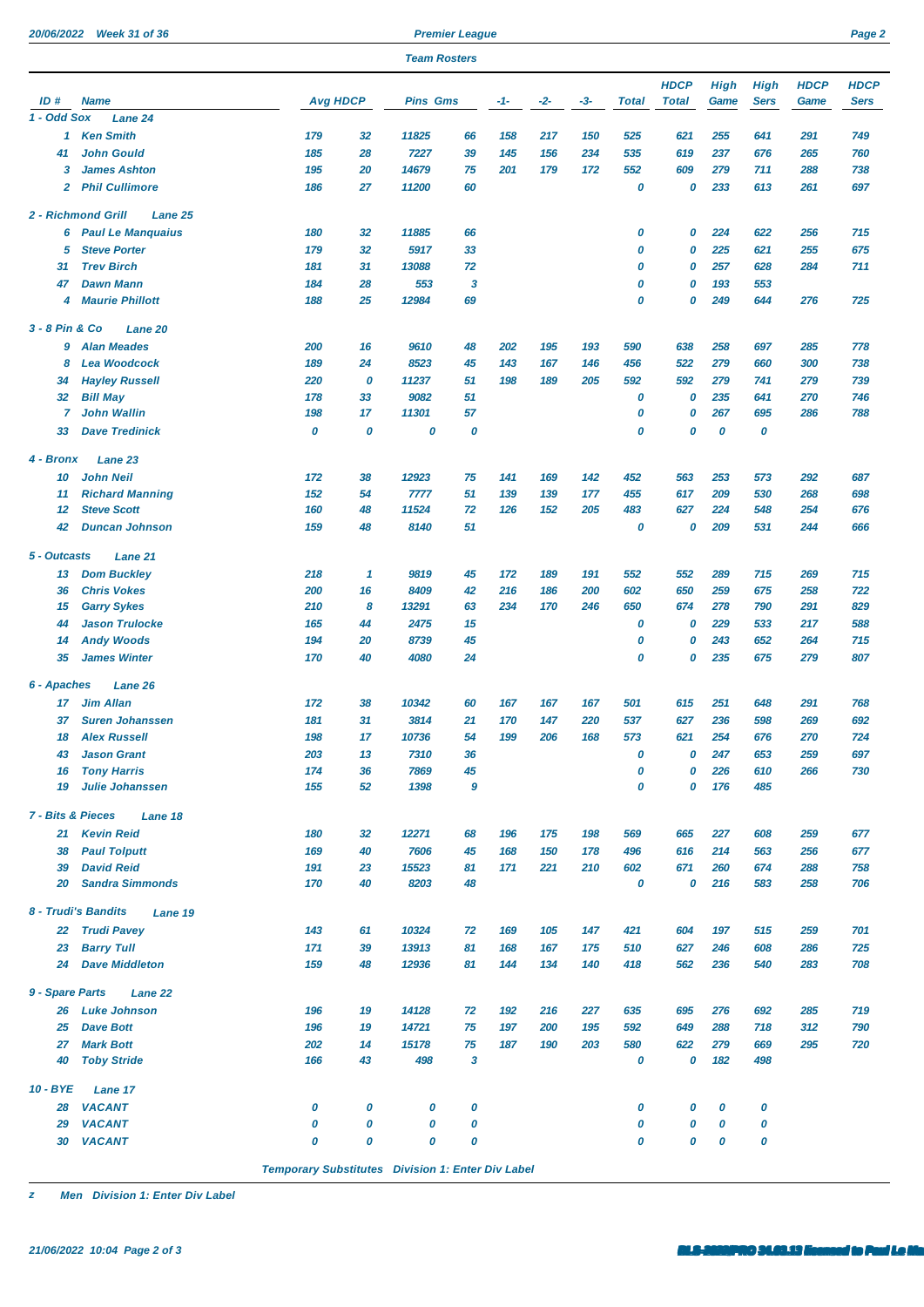## Premier League

### Team Rosters

| ID # | Name | Avg | HDCP | Pins | Gms | -1- | -2- | -3- | Total | HDCP Total | High Game | High Sers | HDCP Game | HDCP Sers |
|---|---|---|---|---|---|---|---|---|---|---|---|---|---|---|
| **1 - Odd Sox** | **Lane 24** | | | | | | | | | | | | | |
| 1 | Ken Smith | 179 | 32 | 11825 | 66 | 158 | 217 | 150 | 525 | 621 | 255 | 641 | 291 | 749 |
| 41 | John Gould | 185 | 28 | 7227 | 39 | 145 | 156 | 234 | 535 | 619 | 237 | 676 | 265 | 760 |
| 3 | James Ashton | 195 | 20 | 14679 | 75 | 201 | 179 | 172 | 552 | 609 | 279 | 711 | 288 | 738 |
| 2 | Phil Cullimore | 186 | 27 | 11200 | 60 | | | | 0 | 0 | 233 | 613 | 261 | 697 |
| **2 - Richmond Grill** | **Lane 25** | | | | | | | | | | | | | |
| 6 | Paul Le Manquaius | 180 | 32 | 11885 | 66 | | | | 0 | 0 | 224 | 622 | 256 | 715 |
| 5 | Steve Porter | 179 | 32 | 5917 | 33 | | | | 0 | 0 | 225 | 621 | 255 | 675 |
| 31 | Trev Birch | 181 | 31 | 13088 | 72 | | | | 0 | 0 | 257 | 628 | 284 | 711 |
| 47 | Dawn Mann | 184 | 28 | 553 | 3 | | | | 0 | 0 | 193 | 553 | | |
| 4 | Maurie Phillott | 188 | 25 | 12984 | 69 | | | | 0 | 0 | 249 | 644 | 276 | 725 |
| **3 - 8 Pin & Co** | **Lane 20** | | | | | | | | | | | | | |
| 9 | Alan Meades | 200 | 16 | 9610 | 48 | 202 | 195 | 193 | 590 | 638 | 258 | 697 | 285 | 778 |
| 8 | Lea Woodcock | 189 | 24 | 8523 | 45 | 143 | 167 | 146 | 456 | 522 | 279 | 660 | 300 | 738 |
| 34 | Hayley Russell | 220 | 0 | 11237 | 51 | 198 | 189 | 205 | 592 | 592 | 279 | 741 | 279 | 739 |
| 32 | Bill May | 178 | 33 | 9082 | 51 | | | | 0 | 0 | 235 | 641 | 270 | 746 |
| 7 | John Wallin | 198 | 17 | 11301 | 57 | | | | 0 | 0 | 267 | 695 | 286 | 788 |
| 33 | Dave Tredinick | 0 | 0 | 0 | 0 | | | | 0 | 0 | 0 | 0 | | |
| **4 - Bronx** | **Lane 23** | | | | | | | | | | | | | |
| 10 | John Neil | 172 | 38 | 12923 | 75 | 141 | 169 | 142 | 452 | 563 | 253 | 573 | 292 | 687 |
| 11 | Richard Manning | 152 | 54 | 7777 | 51 | 139 | 139 | 177 | 455 | 617 | 209 | 530 | 268 | 698 |
| 12 | Steve Scott | 160 | 48 | 11524 | 72 | 126 | 152 | 205 | 483 | 627 | 224 | 548 | 254 | 676 |
| 42 | Duncan Johnson | 159 | 48 | 8140 | 51 | | | | 0 | 0 | 209 | 531 | 244 | 666 |
| **5 - Outcasts** | **Lane 21** | | | | | | | | | | | | | |
| 13 | Dom Buckley | 218 | 1 | 9819 | 45 | 172 | 189 | 191 | 552 | 552 | 289 | 715 | 269 | 715 |
| 36 | Chris Vokes | 200 | 16 | 8409 | 42 | 216 | 186 | 200 | 602 | 650 | 259 | 675 | 258 | 722 |
| 15 | Garry Sykes | 210 | 8 | 13291 | 63 | 234 | 170 | 246 | 650 | 674 | 278 | 790 | 291 | 829 |
| 44 | Jason Trulocke | 165 | 44 | 2475 | 15 | | | | 0 | 0 | 229 | 533 | 217 | 588 |
| 14 | Andy Woods | 194 | 20 | 8739 | 45 | | | | 0 | 0 | 243 | 652 | 264 | 715 |
| 35 | James Winter | 170 | 40 | 4080 | 24 | | | | 0 | 0 | 235 | 675 | 279 | 807 |
| **6 - Apaches** | **Lane 26** | | | | | | | | | | | | | |
| 17 | Jim Allan | 172 | 38 | 10342 | 60 | 167 | 167 | 167 | 501 | 615 | 251 | 648 | 291 | 768 |
| 37 | Suren Johanssen | 181 | 31 | 3814 | 21 | 170 | 147 | 220 | 537 | 627 | 236 | 598 | 269 | 692 |
| 18 | Alex Russell | 198 | 17 | 10736 | 54 | 199 | 206 | 168 | 573 | 621 | 254 | 676 | 270 | 724 |
| 43 | Jason Grant | 203 | 13 | 7310 | 36 | | | | 0 | 0 | 247 | 653 | 259 | 697 |
| 16 | Tony Harris | 174 | 36 | 7869 | 45 | | | | 0 | 0 | 226 | 610 | 266 | 730 |
| 19 | Julie Johanssen | 155 | 52 | 1398 | 9 | | | | 0 | 0 | 176 | 485 | | |
| **7 - Bits & Pieces** | **Lane 18** | | | | | | | | | | | | | |
| 21 | Kevin Reid | 180 | 32 | 12271 | 68 | 196 | 175 | 198 | 569 | 665 | 227 | 608 | 259 | 677 |
| 38 | Paul Tolputt | 169 | 40 | 7606 | 45 | 168 | 150 | 178 | 496 | 616 | 214 | 563 | 256 | 677 |
| 39 | David Reid | 191 | 23 | 15523 | 81 | 171 | 221 | 210 | 602 | 671 | 260 | 674 | 288 | 758 |
| 20 | Sandra Simmonds | 170 | 40 | 8203 | 48 | | | | 0 | 0 | 216 | 583 | 258 | 706 |
| **8 - Trudi's Bandits** | **Lane 19** | | | | | | | | | | | | | |
| 22 | Trudi Pavey | 143 | 61 | 10324 | 72 | 169 | 105 | 147 | 421 | 604 | 197 | 515 | 259 | 701 |
| 23 | Barry Tull | 171 | 39 | 13913 | 81 | 168 | 167 | 175 | 510 | 627 | 246 | 608 | 286 | 725 |
| 24 | Dave Middleton | 159 | 48 | 12936 | 81 | 144 | 134 | 140 | 418 | 562 | 236 | 540 | 283 | 708 |
| **9 - Spare Parts** | **Lane 22** | | | | | | | | | | | | | |
| 26 | Luke Johnson | 196 | 19 | 14128 | 72 | 192 | 216 | 227 | 635 | 695 | 276 | 692 | 285 | 719 |
| 25 | Dave Bott | 196 | 19 | 14721 | 75 | 197 | 200 | 195 | 592 | 649 | 288 | 718 | 312 | 790 |
| 27 | Mark Bott | 202 | 14 | 15178 | 75 | 187 | 190 | 203 | 580 | 622 | 279 | 669 | 295 | 720 |
| 40 | Toby Stride | 166 | 43 | 498 | 3 | | | | 0 | 0 | 182 | 498 | | |
| **10 - BYE** | **Lane 17** | | | | | | | | | | | | | |
| 28 | VACANT | 0 | 0 | 0 | 0 | | | | 0 | 0 | 0 | 0 | | |
| 29 | VACANT | 0 | 0 | 0 | 0 | | | | 0 | 0 | 0 | 0 | | |
| 30 | VACANT | 0 | 0 | 0 | 0 | | | | 0 | 0 | 0 | 0 | | |

Temporary Substitutes Division 1: Enter Div Label

z Men Division 1: Enter Div Label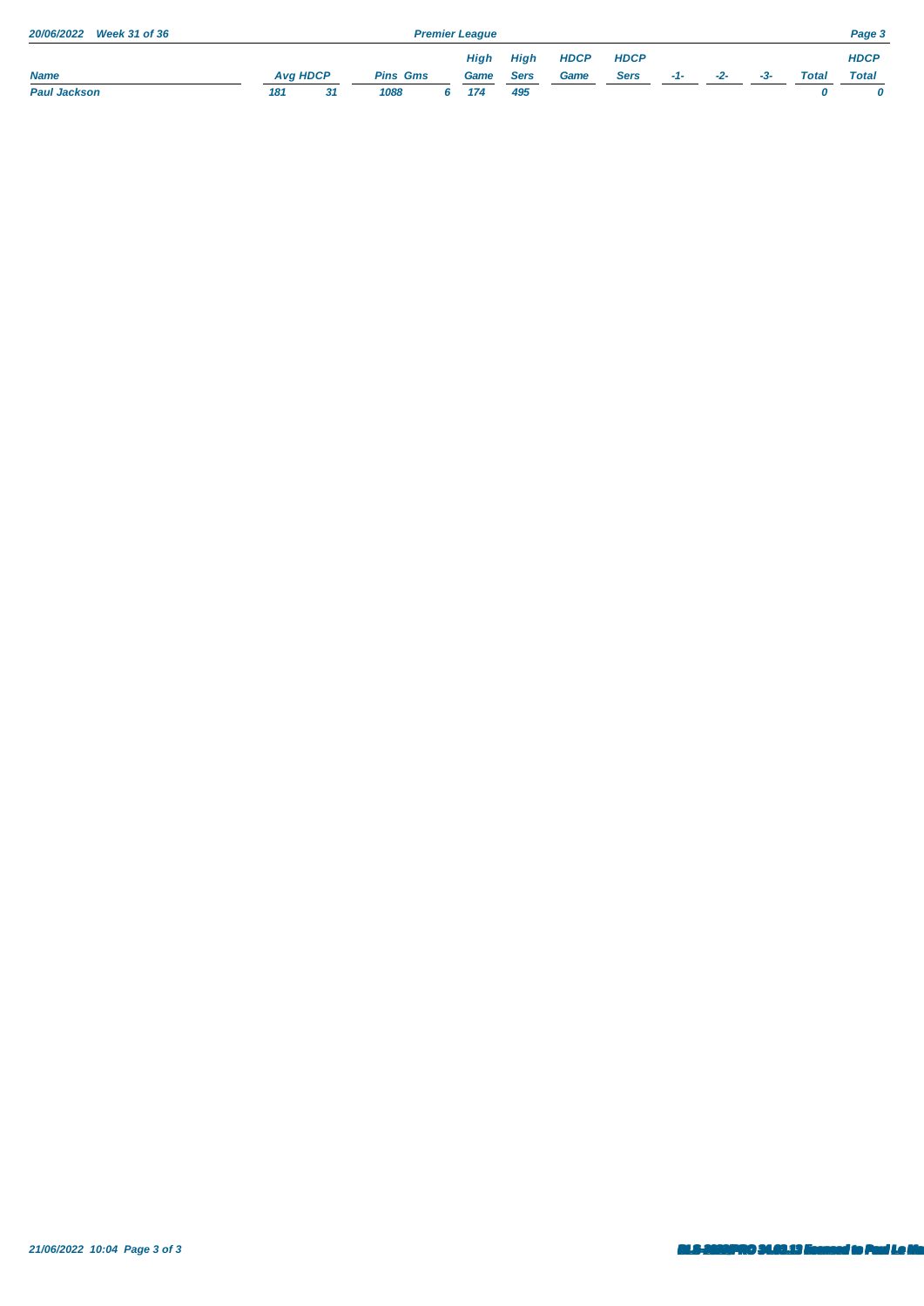| Name | Avg | HDCP | Pins | Gms | High Game | High Sers | HDCP Game | HDCP Sers | -1- | -2- | -3- | Total | HDCP Total |
|---|---|---|---|---|---|---|---|---|---|---|---|---|---|
| Paul Jackson | 181 | 31 | 1088 | 6 | 174 | 495 | | | | | | 0 | 0 |